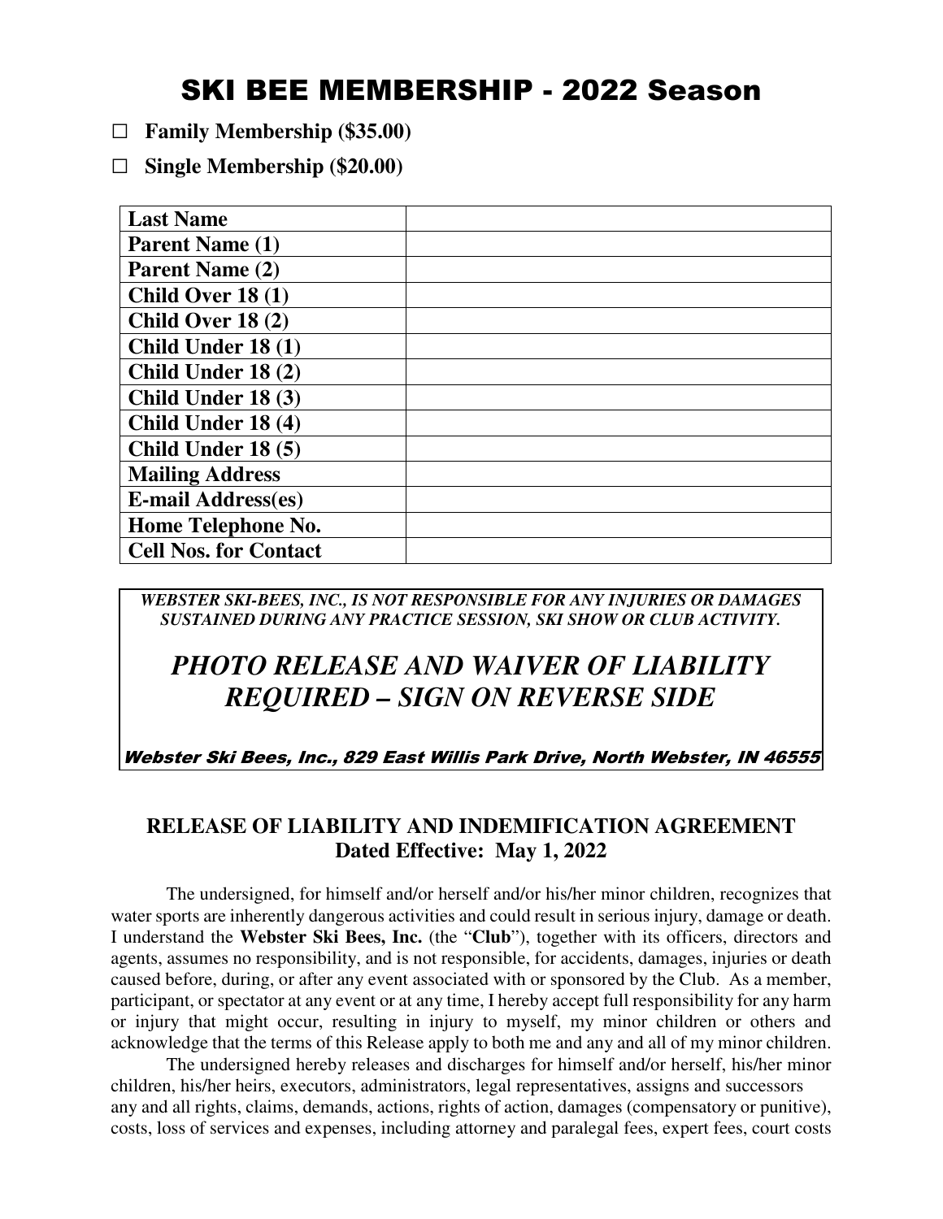# SKI BEE MEMBERSHIP - 2022 Season

☐ **Family Membership ($35.00)**

☐ **Single Membership ($20.00)**

| **Last Name** | |
|---|---|
| **Parent Name (1)** | |
| **Parent Name (2)** | |
| **Child Over 18 (1)** | |
| **Child Over 18 (2)** | |
| **Child Under 18 (1)** | |
| **Child Under 18 (2)** | |
| **Child Under 18 (3)** | |
| **Child Under 18 (4)** | |
| **Child Under 18 (5)** | |
| **Mailing Address** | |
| **E-mail Address(es)** | |
| **Home Telephone No.** | |
| **Cell Nos. for Contact** | |

***WEBSTER SKI-BEES, INC., IS NOT RESPONSIBLE FOR ANY INJURIES OR DAMAGES SUSTAINED DURING ANY PRACTICE SESSION, SKI SHOW OR CLUB ACTIVITY.***

## *PHOTO RELEASE AND WAIVER OF LIABILITY REQUIRED – SIGN ON REVERSE SIDE*

*Webster Ski Bees, Inc., 829 East Willis Park Drive, North Webster, IN 46555*

## RELEASE OF LIABILITY AND INDEMIFICATION AGREEMENT
**Dated Effective: May 1, 2022**

The undersigned, for himself and/or herself and/or his/her minor children, recognizes that water sports are inherently dangerous activities and could result in serious injury, damage or death. I understand the **Webster Ski Bees, Inc.** (the "**Club**"), together with its officers, directors and agents, assumes no responsibility, and is not responsible, for accidents, damages, injuries or death caused before, during, or after any event associated with or sponsored by the Club. As a member, participant, or spectator at any event or at any time, I hereby accept full responsibility for any harm or injury that might occur, resulting in injury to myself, my minor children or others and acknowledge that the terms of this Release apply to both me and any and all of my minor children.

The undersigned hereby releases and discharges for himself and/or herself, his/her minor children, his/her heirs, executors, administrators, legal representatives, assigns and successors any and all rights, claims, demands, actions, rights of action, damages (compensatory or punitive), costs, loss of services and expenses, including attorney and paralegal fees, expert fees, court costs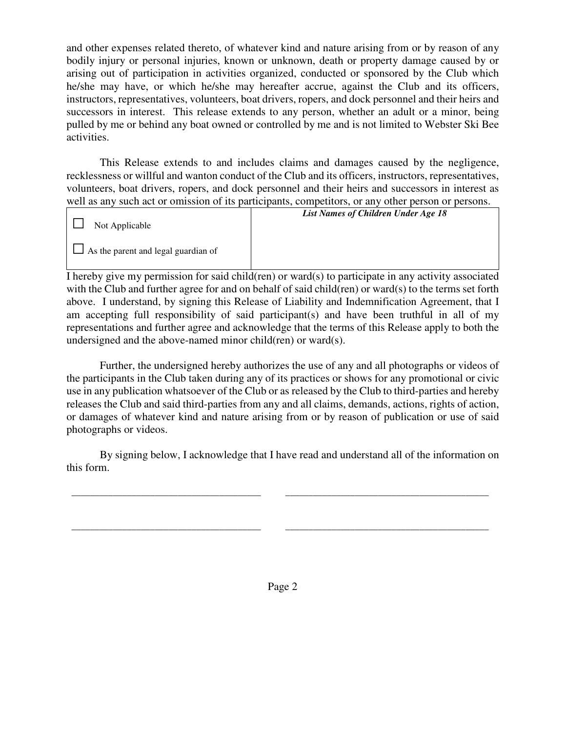and other expenses related thereto, of whatever kind and nature arising from or by reason of any bodily injury or personal injuries, known or unknown, death or property damage caused by or arising out of participation in activities organized, conducted or sponsored by the Club which he/she may have, or which he/she may hereafter accrue, against the Club and its officers, instructors, representatives, volunteers, boat drivers, ropers, and dock personnel and their heirs and successors in interest. This release extends to any person, whether an adult or a minor, being pulled by me or behind any boat owned or controlled by me and is not limited to Webster Ski Bee activities.

This Release extends to and includes claims and damages caused by the negligence, recklessness or willful and wanton conduct of the Club and its officers, instructors, representatives, volunteers, boat drivers, ropers, and dock personnel and their heirs and successors in interest as well as any such act or omission of its participants, competitors, or any other person or persons.

| | ***List Names of Children Under Age 18*** |
|---|---|
| ☐ Not Applicable<br>☐ As the parent and legal guardian of | |

I hereby give my permission for said child(ren) or ward(s) to participate in any activity associated with the Club and further agree for and on behalf of said child(ren) or ward(s) to the terms set forth above. I understand, by signing this Release of Liability and Indemnification Agreement, that I am accepting full responsibility of said participant(s) and have been truthful in all of my representations and further agree and acknowledge that the terms of this Release apply to both the undersigned and the above-named minor child(ren) or ward(s).

Further, the undersigned hereby authorizes the use of any and all photographs or videos of the participants in the Club taken during any of its practices or shows for any promotional or civic use in any publication whatsoever of the Club or as released by the Club to third-parties and hereby releases the Club and said third-parties from any and all claims, demands, actions, rights of action, or damages of whatever kind and nature arising from or by reason of publication or use of said photographs or videos.

By signing below, I acknowledge that I have read and understand all of the information on this form.

\_\_\_\_\_\_\_\_\_\_\_\_\_\_\_\_\_\_\_\_\_\_\_\_\_\_\_\_\_\_\_\_\_\_\_ \_\_\_\_\_\_\_\_\_\_\_\_\_\_\_\_\_\_\_\_\_\_\_\_\_\_\_\_\_\_\_\_\_\_\_\_\_\_

\_\_\_\_\_\_\_\_\_\_\_\_\_\_\_\_\_\_\_\_\_\_\_\_\_\_\_\_\_\_\_\_\_\_\_ \_\_\_\_\_\_\_\_\_\_\_\_\_\_\_\_\_\_\_\_\_\_\_\_\_\_\_\_\_\_\_\_\_\_\_\_\_\_